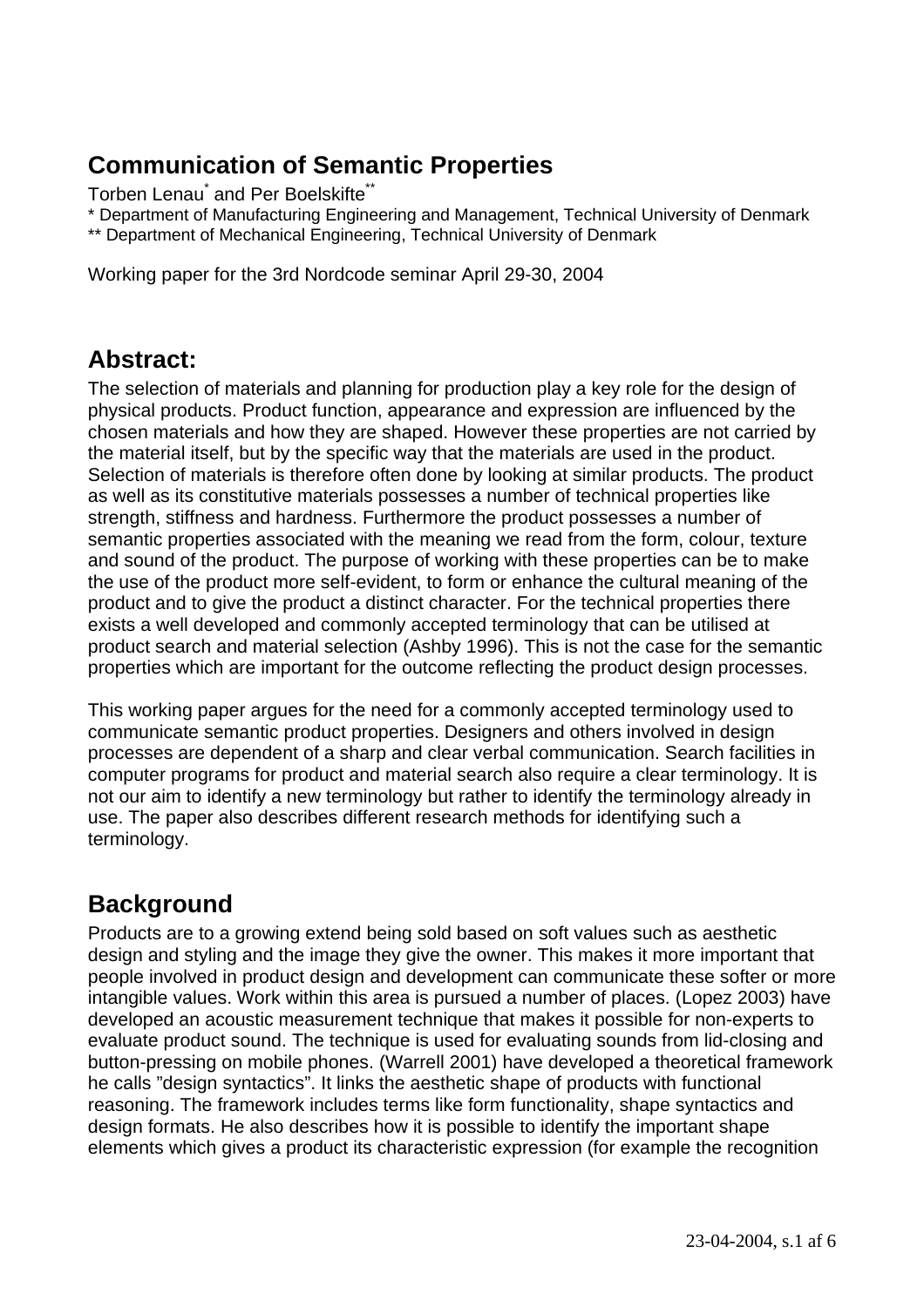# Communication of Semantic Properties

Torben Lenau[*] and Per Boelskifte[**]

[*] Department of Manufacturing Engineering and Management, Technical University of Denmark
[**] Department of Mechanical Engineering, Technical University of Denmark

Working paper for the 3rd Nordcode seminar April 29-30, 2004

## Abstract:

The selection of materials and planning for production play a key role for the design of physical products. Product function, appearance and expression are influenced by the chosen materials and how they are shaped. However these properties are not carried by the material itself, but by the specific way that the materials are used in the product. Selection of materials is therefore often done by looking at similar products. The product as well as its constitutive materials possesses a number of technical properties like strength, stiffness and hardness. Furthermore the product possesses a number of semantic properties associated with the meaning we read from the form, colour, texture and sound of the product. The purpose of working with these properties can be to make the use of the product more self-evident, to form or enhance the cultural meaning of the product and to give the product a distinct character. For the technical properties there exists a well developed and commonly accepted terminology that can be utilised at product search and material selection (Ashby 1996). This is not the case for the semantic properties which are important for the outcome reflecting the product design processes.

This working paper argues for the need for a commonly accepted terminology used to communicate semantic product properties. Designers and others involved in design processes are dependent of a sharp and clear verbal communication. Search facilities in computer programs for product and material search also require a clear terminology. It is not our aim to identify a new terminology but rather to identify the terminology already in use. The paper also describes different research methods for identifying such a terminology.

## Background

Products are to a growing extend being sold based on soft values such as aesthetic design and styling and the image they give the owner. This makes it more important that people involved in product design and development can communicate these softer or more intangible values. Work within this area is pursued a number of places. (Lopez 2003) have developed an acoustic measurement technique that makes it possible for non-experts to evaluate product sound. The technique is used for evaluating sounds from lid-closing and button-pressing on mobile phones. (Warrell 2001) have developed a theoretical framework he calls "design syntactics". It links the aesthetic shape of products with functional reasoning. The framework includes terms like form functionality, shape syntactics and design formats. He also describes how it is possible to identify the important shape elements which gives a product its characteristic expression (for example the recognition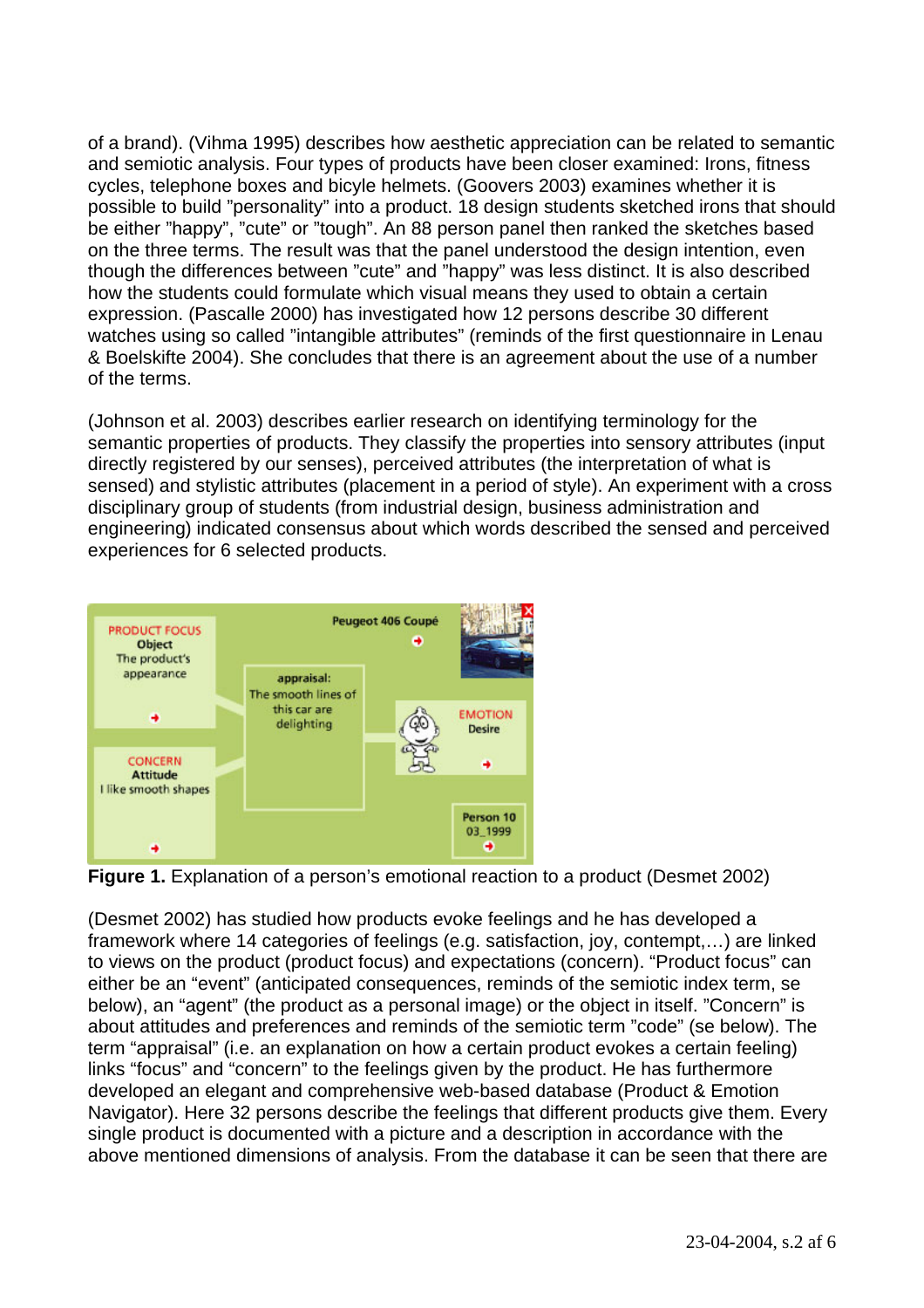of a brand). (Vihma 1995) describes how aesthetic appreciation can be related to semantic and semiotic analysis. Four types of products have been closer examined: Irons, fitness cycles, telephone boxes and bicyle helmets. (Goovers 2003) examines whether it is possible to build "personality" into a product. 18 design students sketched irons that should be either "happy", "cute" or "tough". An 88 person panel then ranked the sketches based on the three terms. The result was that the panel understood the design intention, even though the differences between "cute" and "happy" was less distinct. It is also described how the students could formulate which visual means they used to obtain a certain expression. (Pascalle 2000) has investigated how 12 persons describe 30 different watches using so called "intangible attributes" (reminds of the first questionnaire in Lenau & Boelskifte 2004). She concludes that there is an agreement about the use of a number of the terms.

(Johnson et al. 2003) describes earlier research on identifying terminology for the semantic properties of products. They classify the properties into sensory attributes (input directly registered by our senses), perceived attributes (the interpretation of what is sensed) and stylistic attributes (placement in a period of style). An experiment with a cross disciplinary group of students (from industrial design, business administration and engineering) indicated consensus about which words described the sensed and perceived experiences for 6 selected products.

PRODUCT FOCUS
Object
The product's appearance

Peugeot 406 Coupé

appraisal:
The smooth lines of this car are delighting

EMOTION
Desire

CONCERN
Attitude
I like smooth shapes

Person 10
03_1999

**Figure 1.** Explanation of a person's emotional reaction to a product (Desmet 2002)

(Desmet 2002) has studied how products evoke feelings and he has developed a framework where 14 categories of feelings (e.g. satisfaction, joy, contempt,…) are linked to views on the product (product focus) and expectations (concern). "Product focus" can either be an "event" (anticipated consequences, reminds of the semiotic index term, se below), an "agent" (the product as a personal image) or the object in itself. "Concern" is about attitudes and preferences and reminds of the semiotic term "code" (se below). The term "appraisal" (i.e. an explanation on how a certain product evokes a certain feeling) links "focus" and "concern" to the feelings given by the product. He has furthermore developed an elegant and comprehensive web-based database (Product & Emotion Navigator). Here 32 persons describe the feelings that different products give them. Every single product is documented with a picture and a description in accordance with the above mentioned dimensions of analysis. From the database it can be seen that there are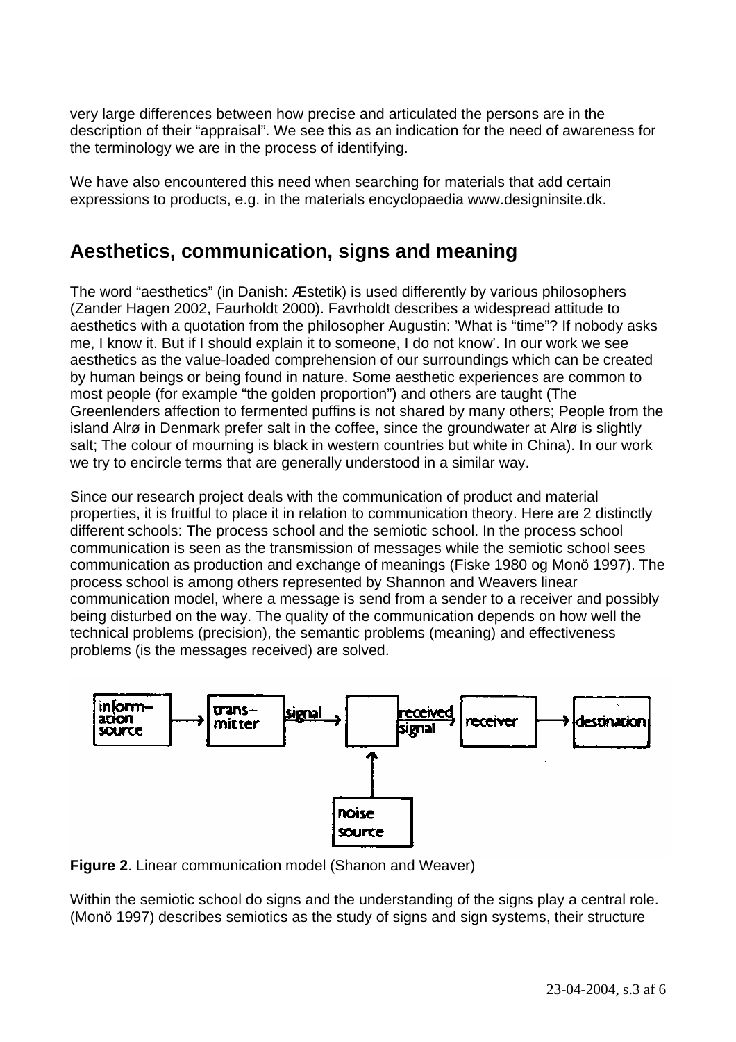very large differences between how precise and articulated the persons are in the description of their "appraisal". We see this as an indication for the need of awareness for the terminology we are in the process of identifying.

We have also encountered this need when searching for materials that add certain expressions to products, e.g. in the materials encyclopaedia www.designinsite.dk.

## Aesthetics, communication, signs and meaning

The word "aesthetics" (in Danish: Æstetik) is used differently by various philosophers (Zander Hagen 2002, Faurholdt 2000). Favrholdt describes a widespread attitude to aesthetics with a quotation from the philosopher Augustin: 'What is "time"? If nobody asks me, I know it. But if I should explain it to someone, I do not know'. In our work we see aesthetics as the value-loaded comprehension of our surroundings which can be created by human beings or being found in nature. Some aesthetic experiences are common to most people (for example "the golden proportion") and others are taught (The Greenlenders affection to fermented puffins is not shared by many others; People from the island Alrø in Denmark prefer salt in the coffee, since the groundwater at Alrø is slightly salt; The colour of mourning is black in western countries but white in China). In our work we try to encircle terms that are generally understood in a similar way.

Since our research project deals with the communication of product and material properties, it is fruitful to place it in relation to communication theory. Here are 2 distinctly different schools: The process school and the semiotic school. In the process school communication is seen as the transmission of messages while the semiotic school sees communication as production and exchange of meanings (Fiske 1980 og Monö 1997). The process school is among others represented by Shannon and Weavers linear communication model, where a message is send from a sender to a receiver and possibly being disturbed on the way. The quality of the communication depends on how well the technical problems (precision), the semantic problems (meaning) and effectiveness problems (is the messages received) are solved.

information source → transmitter —signal→ [ ] —received signal→ receiver → destination

noise source ↑

**Figure 2**. Linear communication model (Shanon and Weaver)

Within the semiotic school do signs and the understanding of the signs play a central role. (Monö 1997) describes semiotics as the study of signs and sign systems, their structure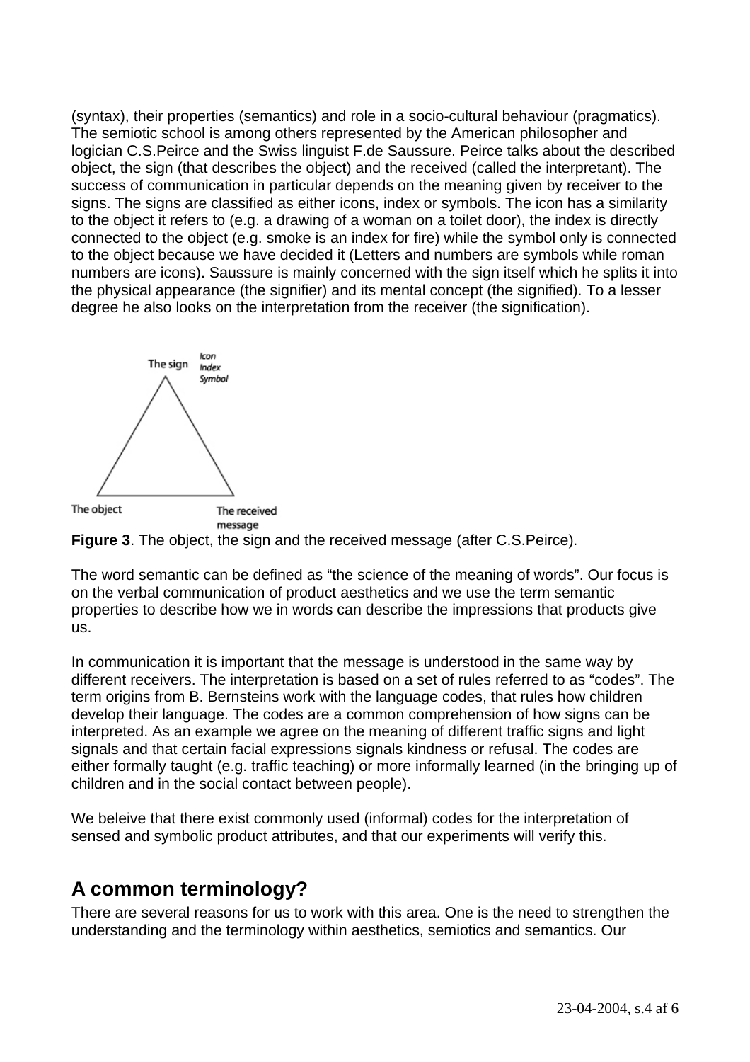(syntax), their properties (semantics) and role in a socio-cultural behaviour (pragmatics). The semiotic school is among others represented by the American philosopher and logician C.S.Peirce and the Swiss linguist F.de Saussure. Peirce talks about the described object, the sign (that describes the object) and the received (called the interpretant). The success of communication in particular depends on the meaning given by receiver to the signs. The signs are classified as either icons, index or symbols. The icon has a similarity to the object it refers to (e.g. a drawing of a woman on a toilet door), the index is directly connected to the object (e.g. smoke is an index for fire) while the symbol only is connected to the object because we have decided it (Letters and numbers are symbols while roman numbers are icons). Saussure is mainly concerned with the sign itself which he splits it into the physical appearance (the signifier) and its mental concept (the signified). To a lesser degree he also looks on the interpretation from the receiver (the signification).

The sign *Icon Index Symbol*

The object

The received message

**Figure 3**. The object, the sign and the received message (after C.S.Peirce).

The word semantic can be defined as "the science of the meaning of words". Our focus is on the verbal communication of product aesthetics and we use the term semantic properties to describe how we in words can describe the impressions that products give us.

In communication it is important that the message is understood in the same way by different receivers. The interpretation is based on a set of rules referred to as "codes". The term origins from B. Bernsteins work with the language codes, that rules how children develop their language. The codes are a common comprehension of how signs can be interpreted. As an example we agree on the meaning of different traffic signs and light signals and that certain facial expressions signals kindness or refusal. The codes are either formally taught (e.g. traffic teaching) or more informally learned (in the bringing up of children and in the social contact between people).

We beleive that there exist commonly used (informal) codes for the interpretation of sensed and symbolic product attributes, and that our experiments will verify this.

## A common terminology?

There are several reasons for us to work with this area. One is the need to strengthen the understanding and the terminology within aesthetics, semiotics and semantics. Our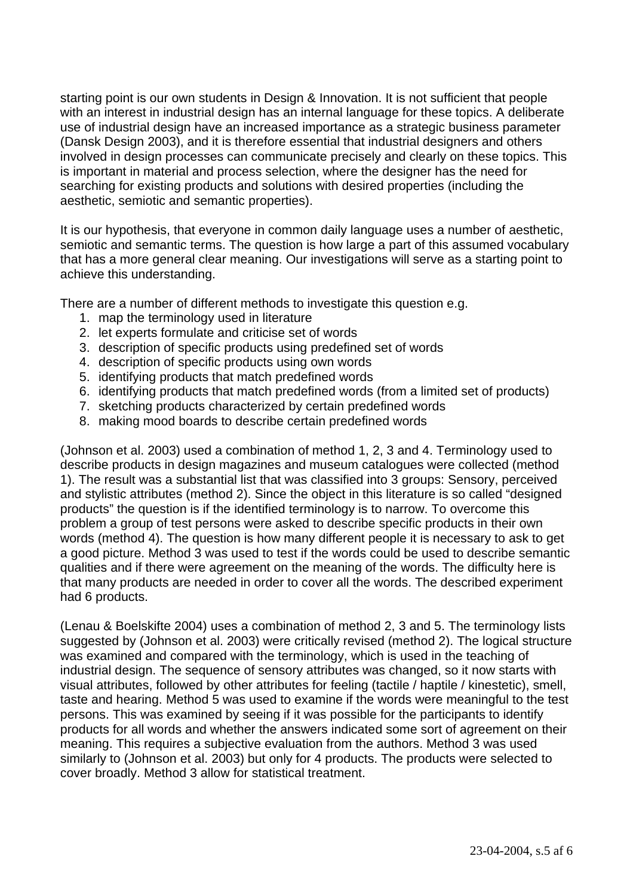starting point is our own students in Design & Innovation. It is not sufficient that people with an interest in industrial design has an internal language for these topics. A deliberate use of industrial design have an increased importance as a strategic business parameter (Dansk Design 2003), and it is therefore essential that industrial designers and others involved in design processes can communicate precisely and clearly on these topics. This is important in material and process selection, where the designer has the need for searching for existing products and solutions with desired properties (including the aesthetic, semiotic and semantic properties).

It is our hypothesis, that everyone in common daily language uses a number of aesthetic, semiotic and semantic terms. The question is how large a part of this assumed vocabulary that has a more general clear meaning. Our investigations will serve as a starting point to achieve this understanding.

There are a number of different methods to investigate this question e.g.

1. map the terminology used in literature
2. let experts formulate and criticise set of words
3. description of specific products using predefined set of words
4. description of specific products using own words
5. identifying products that match predefined words
6. identifying products that match predefined words (from a limited set of products)
7. sketching products characterized by certain predefined words
8. making mood boards to describe certain predefined words

(Johnson et al. 2003) used a combination of method 1, 2, 3 and 4. Terminology used to describe products in design magazines and museum catalogues were collected (method 1). The result was a substantial list that was classified into 3 groups: Sensory, perceived and stylistic attributes (method 2). Since the object in this literature is so called "designed products" the question is if the identified terminology is to narrow. To overcome this problem a group of test persons were asked to describe specific products in their own words (method 4). The question is how many different people it is necessary to ask to get a good picture. Method 3 was used to test if the words could be used to describe semantic qualities and if there were agreement on the meaning of the words. The difficulty here is that many products are needed in order to cover all the words. The described experiment had 6 products.

(Lenau & Boelskifte 2004) uses a combination of method 2, 3 and 5. The terminology lists suggested by (Johnson et al. 2003) were critically revised (method 2). The logical structure was examined and compared with the terminology, which is used in the teaching of industrial design. The sequence of sensory attributes was changed, so it now starts with visual attributes, followed by other attributes for feeling (tactile / haptile / kinestetic), smell, taste and hearing. Method 5 was used to examine if the words were meaningful to the test persons. This was examined by seeing if it was possible for the participants to identify products for all words and whether the answers indicated some sort of agreement on their meaning. This requires a subjective evaluation from the authors. Method 3 was used similarly to (Johnson et al. 2003) but only for 4 products. The products were selected to cover broadly. Method 3 allow for statistical treatment.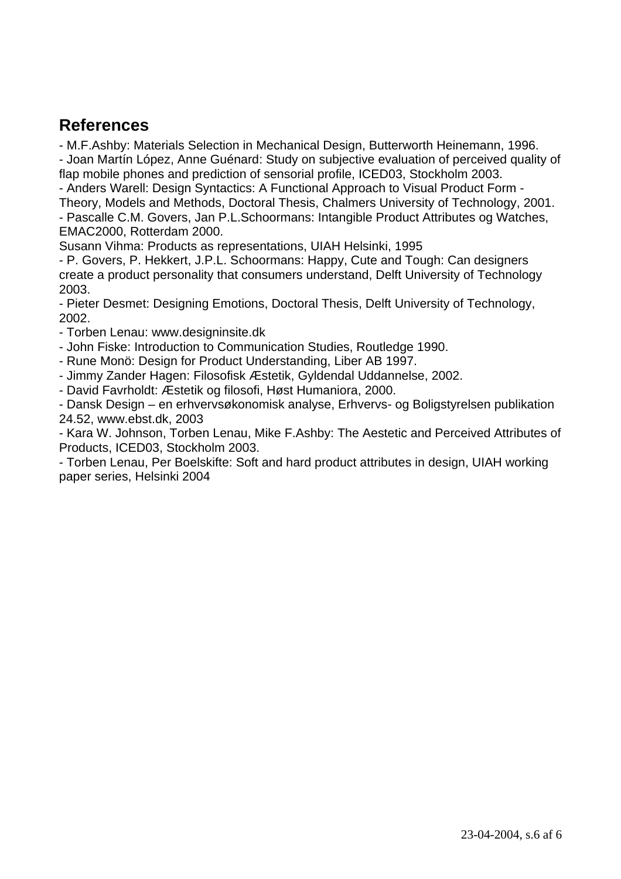## References

- M.F.Ashby: Materials Selection in Mechanical Design, Butterworth Heinemann, 1996.
- Joan Martín López, Anne Guénard: Study on subjective evaluation of perceived quality of flap mobile phones and prediction of sensorial profile, ICED03, Stockholm 2003.
- Anders Warell: Design Syntactics: A Functional Approach to Visual Product Form - Theory, Models and Methods, Doctoral Thesis, Chalmers University of Technology, 2001.
- Pascalle C.M. Govers, Jan P.L.Schoormans: Intangible Product Attributes og Watches, EMAC2000, Rotterdam 2000.

Susann Vihma: Products as representations, UIAH Helsinki, 1995

- P. Govers, P. Hekkert, J.P.L. Schoormans: Happy, Cute and Tough: Can designers create a product personality that consumers understand, Delft University of Technology 2003.
- Pieter Desmet: Designing Emotions, Doctoral Thesis, Delft University of Technology, 2002.
- Torben Lenau: www.designinsite.dk
- John Fiske: Introduction to Communication Studies, Routledge 1990.
- Rune Monö: Design for Product Understanding, Liber AB 1997.
- Jimmy Zander Hagen: Filosofisk Æstetik, Gyldendal Uddannelse, 2002.
- David Favrholdt: Æstetik og filosofi, Høst Humaniora, 2000.
- Dansk Design – en erhvervsøkonomisk analyse, Erhvervs- og Boligstyrelsen publikation 24.52, www.ebst.dk, 2003
- Kara W. Johnson, Torben Lenau, Mike F.Ashby: The Aestetic and Perceived Attributes of Products, ICED03, Stockholm 2003.
- Torben Lenau, Per Boelskifte: Soft and hard product attributes in design, UIAH working paper series, Helsinki 2004